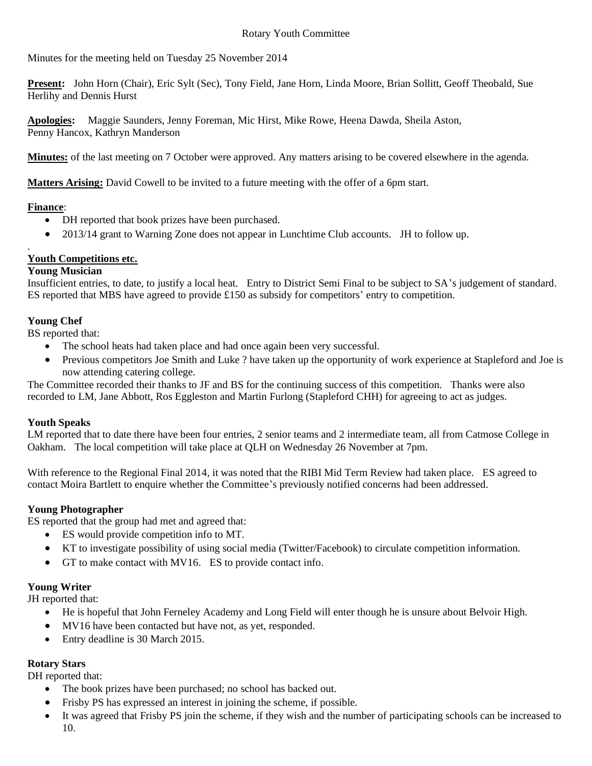Rotary Youth Committee

Minutes for the meeting held on Tuesday 25 November 2014

**Present:** John Horn (Chair), Eric Sylt (Sec), Tony Field, Jane Horn, Linda Moore, Brian Sollitt, Geoff Theobald, Sue Herlihy and Dennis Hurst

**Apologies:** Maggie Saunders, Jenny Foreman, Mic Hirst, Mike Rowe, Heena Dawda, Sheila Aston, Penny Hancox, Kathryn Manderson

**Minutes:** of the last meeting on 7 October were approved. Any matters arising to be covered elsewhere in the agenda.

**Matters Arising:** David Cowell to be invited to a future meeting with the offer of a 6pm start.

**Finance**:

- DH reported that book prizes have been purchased.
- 2013/14 grant to Warning Zone does not appear in Lunchtime Club accounts. JH to follow up.

.

**Youth Competitions etc.**

**Young Musician**

Insufficient entries, to date, to justify a local heat. Entry to District Semi Final to be subject to SA's judgement of standard. ES reported that MBS have agreed to provide £150 as subsidy for competitors' entry to competition.

**Young Chef**

BS reported that:

- The school heats had taken place and had once again been very successful.
- Previous competitors Joe Smith and Luke ? have taken up the opportunity of work experience at Stapleford and Joe is now attending catering college.

The Committee recorded their thanks to JF and BS for the continuing success of this competition. Thanks were also recorded to LM, Jane Abbott, Ros Eggleston and Martin Furlong (Stapleford CHH) for agreeing to act as judges.

**Youth Speaks**

LM reported that to date there have been four entries, 2 senior teams and 2 intermediate team, all from Catmose College in Oakham. The local competition will take place at QLH on Wednesday 26 November at 7pm.

With reference to the Regional Final 2014, it was noted that the RIBI Mid Term Review had taken place. ES agreed to contact Moira Bartlett to enquire whether the Committee's previously notified concerns had been addressed.

**Young Photographer**

ES reported that the group had met and agreed that:

- ES would provide competition info to MT.
- KT to investigate possibility of using social media (Twitter/Facebook) to circulate competition information.
- GT to make contact with MV16. ES to provide contact info.

**Young Writer**

JH reported that:

- He is hopeful that John Ferneley Academy and Long Field will enter though he is unsure about Belvoir High.
- MV16 have been contacted but have not, as yet, responded.
- Entry deadline is 30 March 2015.

**Rotary Stars**

DH reported that:

- The book prizes have been purchased; no school has backed out.
- Frisby PS has expressed an interest in joining the scheme, if possible.
- It was agreed that Frisby PS join the scheme, if they wish and the number of participating schools can be increased to 10.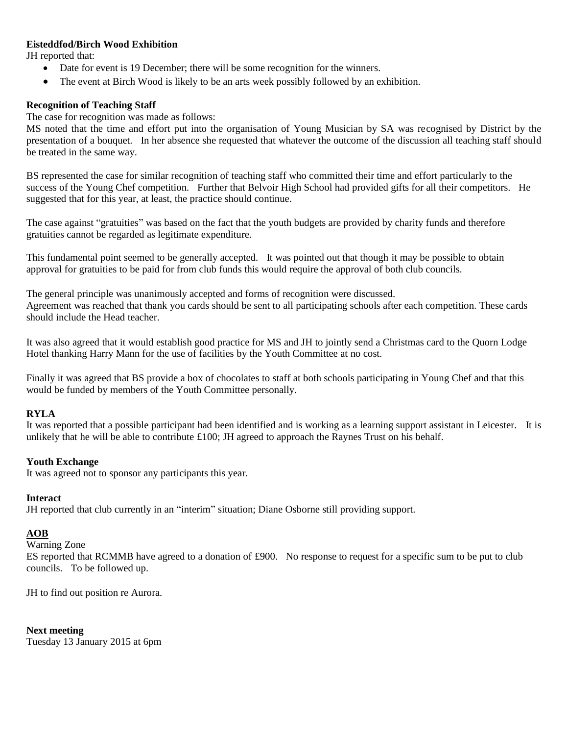**Eisteddfod/Birch Wood Exhibition**

JH reported that:

- Date for event is 19 December; there will be some recognition for the winners.
- The event at Birch Wood is likely to be an arts week possibly followed by an exhibition.

**Recognition of Teaching Staff**

The case for recognition was made as follows:

MS noted that the time and effort put into the organisation of Young Musician by SA was recognised by District by the presentation of a bouquet. In her absence she requested that whatever the outcome of the discussion all teaching staff should be treated in the same way.

BS represented the case for similar recognition of teaching staff who committed their time and effort particularly to the success of the Young Chef competition. Further that Belvoir High School had provided gifts for all their competitors. He suggested that for this year, at least, the practice should continue.

The case against "gratuities" was based on the fact that the youth budgets are provided by charity funds and therefore gratuities cannot be regarded as legitimate expenditure.

This fundamental point seemed to be generally accepted. It was pointed out that though it may be possible to obtain approval for gratuities to be paid for from club funds this would require the approval of both club councils.

The general principle was unanimously accepted and forms of recognition were discussed.
Agreement was reached that thank you cards should be sent to all participating schools after each competition. These cards should include the Head teacher.

It was also agreed that it would establish good practice for MS and JH to jointly send a Christmas card to the Quorn Lodge Hotel thanking Harry Mann for the use of facilities by the Youth Committee at no cost.

Finally it was agreed that BS provide a box of chocolates to staff at both schools participating in Young Chef and that this would be funded by members of the Youth Committee personally.

**RYLA**

It was reported that a possible participant had been identified and is working as a learning support assistant in Leicester. It is unlikely that he will be able to contribute £100; JH agreed to approach the Raynes Trust on his behalf.

**Youth Exchange**

It was agreed not to sponsor any participants this year.

**Interact**

JH reported that club currently in an "interim" situation; Diane Osborne still providing support.

**AOB**

Warning Zone

ES reported that RCMMB have agreed to a donation of £900. No response to request for a specific sum to be put to club councils. To be followed up.

JH to find out position re Aurora.

**Next meeting**

Tuesday 13 January 2015 at 6pm